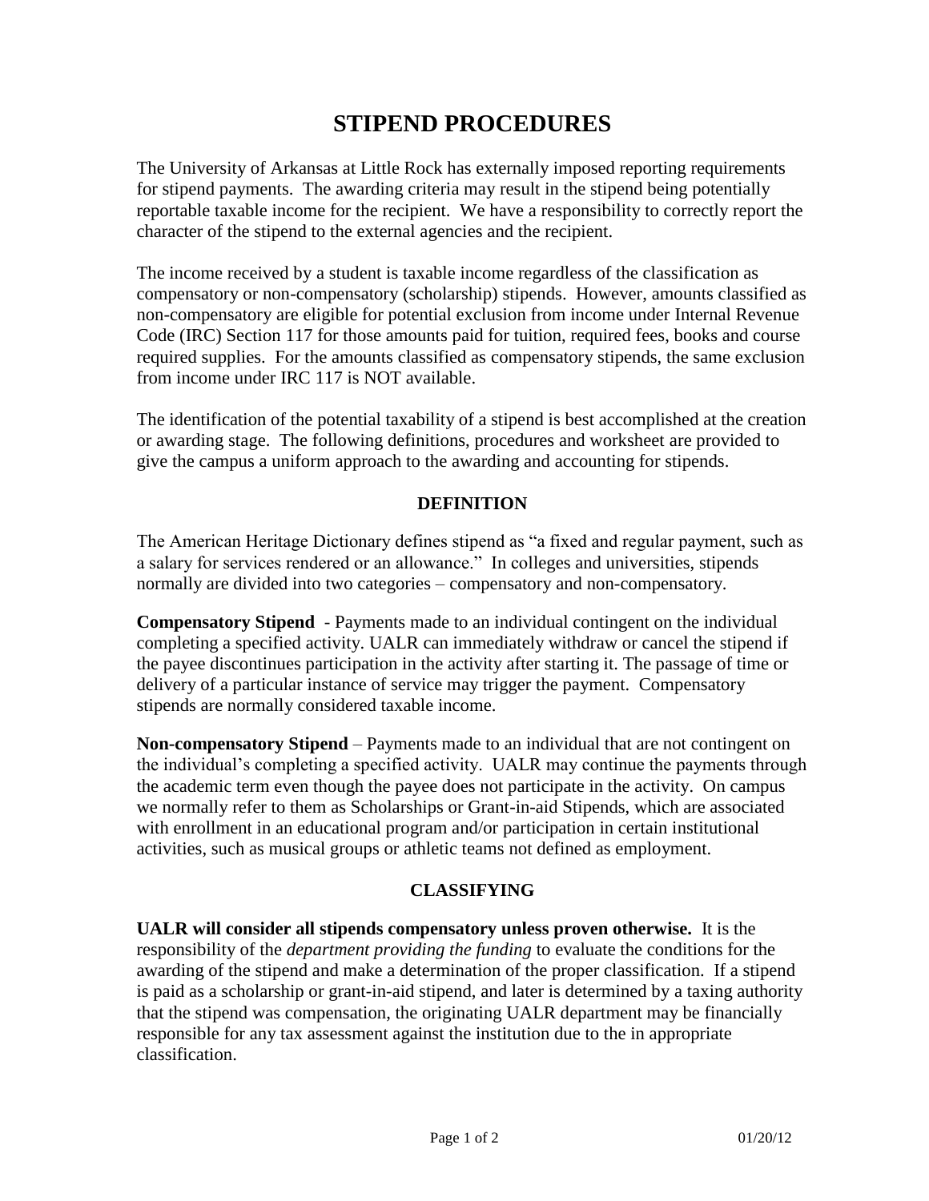# STIPEND PROCEDURES

The University of Arkansas at Little Rock has externally imposed reporting requirements for stipend payments. The awarding criteria may result in the stipend being potentially reportable taxable income for the recipient. We have a responsibility to correctly report the character of the stipend to the external agencies and the recipient.

The income received by a student is taxable income regardless of the classification as compensatory or non-compensatory (scholarship) stipends. However, amounts classified as non-compensatory are eligible for potential exclusion from income under Internal Revenue Code (IRC) Section 117 for those amounts paid for tuition, required fees, books and course required supplies. For the amounts classified as compensatory stipends, the same exclusion from income under IRC 117 is NOT available.

The identification of the potential taxability of a stipend is best accomplished at the creation or awarding stage. The following definitions, procedures and worksheet are provided to give the campus a uniform approach to the awarding and accounting for stipends.

## DEFINITION

The American Heritage Dictionary defines stipend as "a fixed and regular payment, such as a salary for services rendered or an allowance." In colleges and universities, stipends normally are divided into two categories – compensatory and non-compensatory.

**Compensatory Stipend** - Payments made to an individual contingent on the individual completing a specified activity. UALR can immediately withdraw or cancel the stipend if the payee discontinues participation in the activity after starting it. The passage of time or delivery of a particular instance of service may trigger the payment. Compensatory stipends are normally considered taxable income.

**Non-compensatory Stipend** – Payments made to an individual that are not contingent on the individual's completing a specified activity. UALR may continue the payments through the academic term even though the payee does not participate in the activity. On campus we normally refer to them as Scholarships or Grant-in-aid Stipends, which are associated with enrollment in an educational program and/or participation in certain institutional activities, such as musical groups or athletic teams not defined as employment.

## CLASSIFYING

**UALR will consider all stipends compensatory unless proven otherwise.** It is the responsibility of the *department providing the funding* to evaluate the conditions for the awarding of the stipend and make a determination of the proper classification. If a stipend is paid as a scholarship or grant-in-aid stipend, and later is determined by a taxing authority that the stipend was compensation, the originating UALR department may be financially responsible for any tax assessment against the institution due to the in appropriate classification.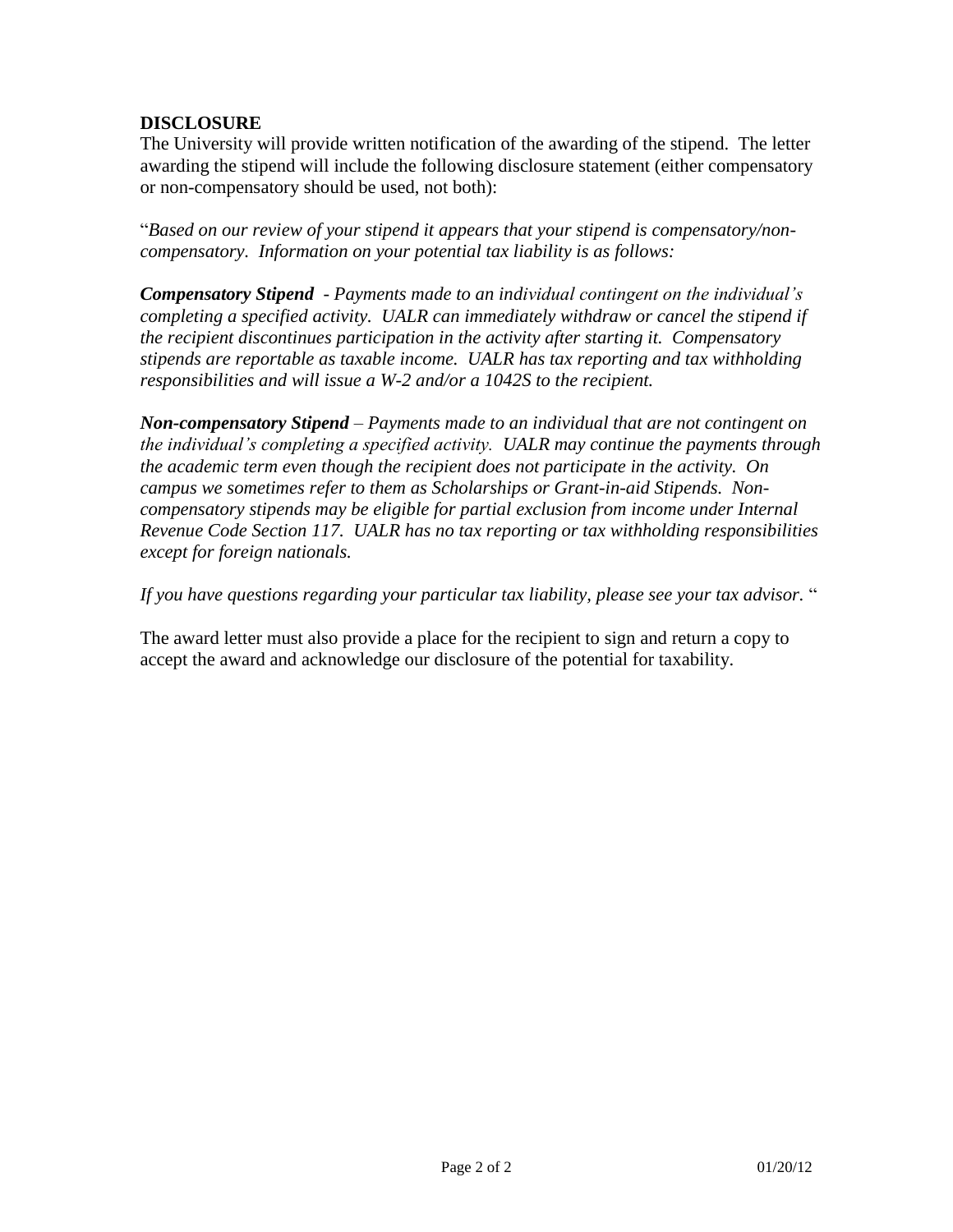**DISCLOSURE**

The University will provide written notification of the awarding of the stipend. The letter awarding the stipend will include the following disclosure statement (either compensatory or non-compensatory should be used, not both):

"*Based on our review of your stipend it appears that your stipend is compensatory/non-compensatory. Information on your potential tax liability is as follows:*

***Compensatory Stipend*** *- Payments made to an individual contingent on the individual's completing a specified activity. UALR can immediately withdraw or cancel the stipend if the recipient discontinues participation in the activity after starting it. Compensatory stipends are reportable as taxable income. UALR has tax reporting and tax withholding responsibilities and will issue a W-2 and/or a 1042S to the recipient.*

***Non-compensatory Stipend*** *– Payments made to an individual that are not contingent on the individual's completing a specified activity. UALR may continue the payments through the academic term even though the recipient does not participate in the activity. On campus we sometimes refer to them as Scholarships or Grant-in-aid Stipends. Non-compensatory stipends may be eligible for partial exclusion from income under Internal Revenue Code Section 117. UALR has no tax reporting or tax withholding responsibilities except for foreign nationals.*

*If you have questions regarding your particular tax liability, please see your tax advisor.* "

The award letter must also provide a place for the recipient to sign and return a copy to accept the award and acknowledge our disclosure of the potential for taxability.